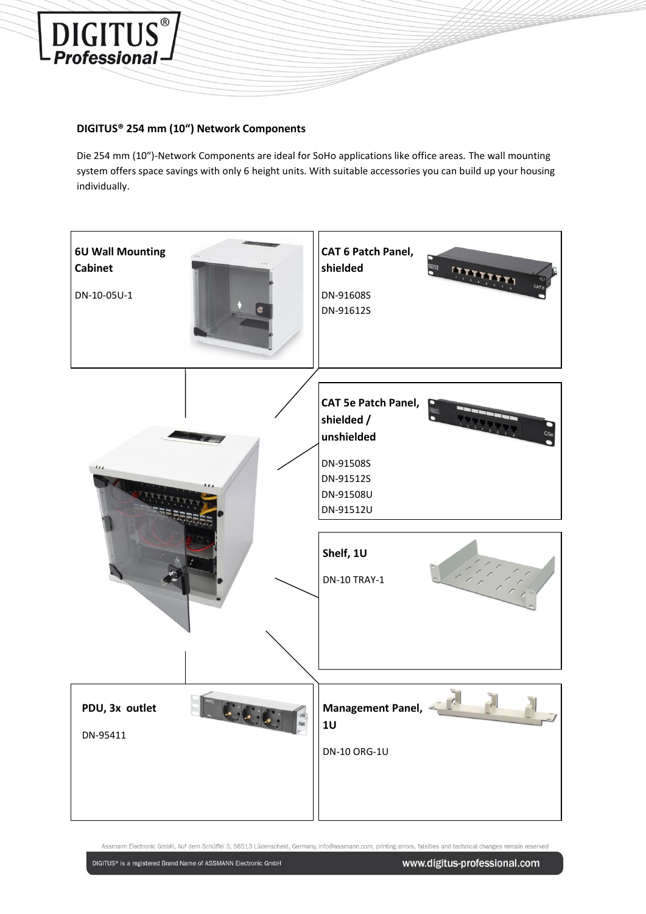**DIGITUS® 254 mm (10“) Network Components**

Die 254 mm (10“)-Network Components are ideal for SoHo applications like office areas. The wall mounting system offers space savings with only 6 height units. With suitable accessories you can build up your housing individually.

**6U Wall Mounting Cabinet**

DN-10-05U-1

**CAT 6 Patch Panel, shielded**

DN-91608S
DN-91612S

**CAT 5e Patch Panel, shielded / unshielded**

DN-91508S
DN-91512S
DN-91508U
DN-91512U

**Shelf, 1U**

DN-10 TRAY-1

**PDU, 3x outlet**

DN-95411

**Management Panel, 1U**

DN-10 ORG-1U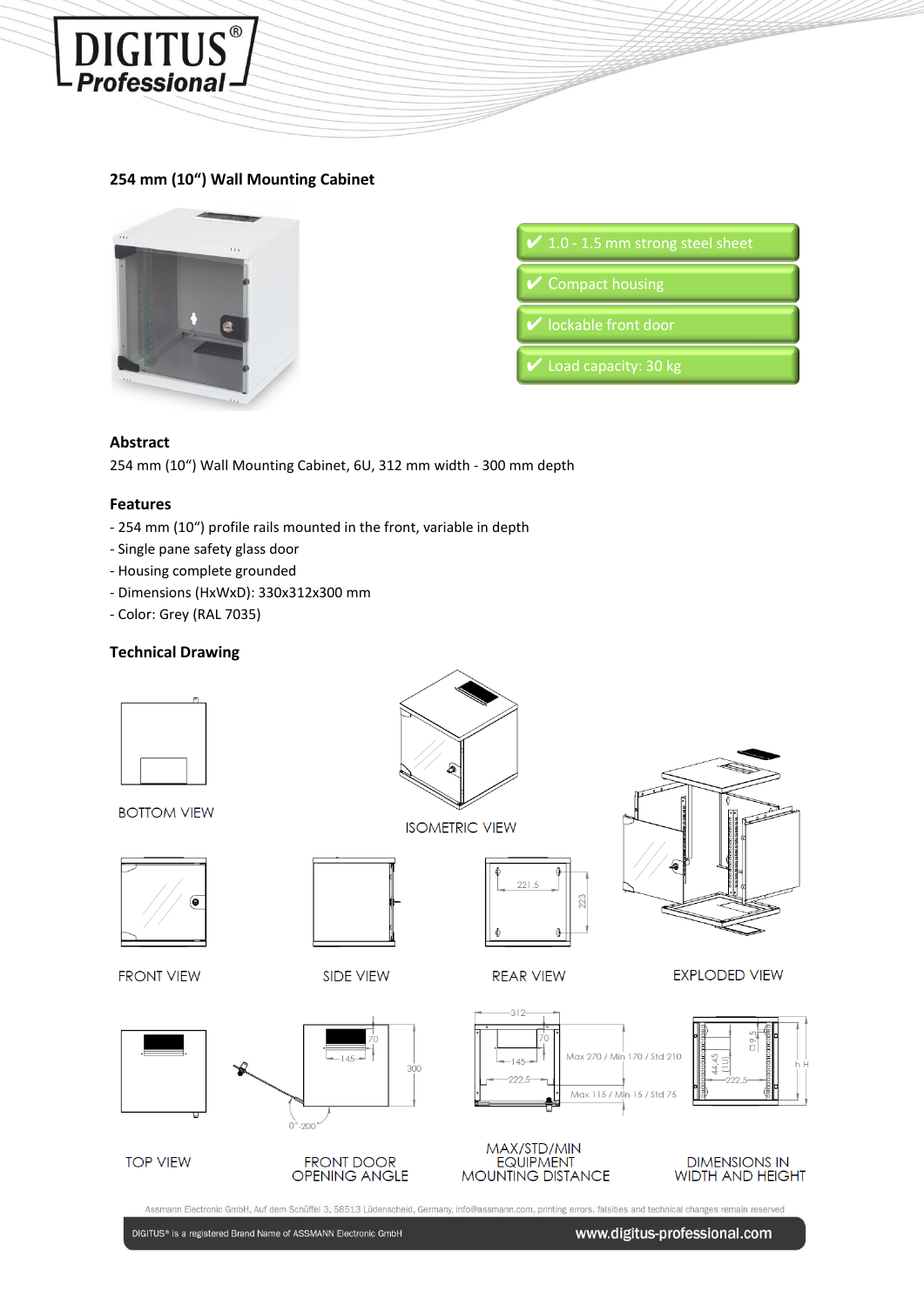## 254 mm (10“) Wall Mounting Cabinet

- ✔ 1.0 - 1.5 mm strong steel sheet
- ✔ Compact housing
- ✔ lockable front door
- ✔ Load capacity: 30 kg

### Abstract

254 mm (10“) Wall Mounting Cabinet, 6U, 312 mm width - 300 mm depth

### Features

- 254 mm (10“) profile rails mounted in the front, variable in depth
- Single pane safety glass door
- Housing complete grounded
- Dimensions (HxWxD): 330x312x300 mm
- Color: Grey (RAL 7035)

### Technical Drawing

BOTTOM VIEW

ISOMETRIC VIEW

FRONT VIEW

SIDE VIEW

REAR VIEW

EXPLODED VIEW

TOP VIEW

FRONT DOOR OPENING ANGLE

MAX/STD/MIN EQUIPMENT MOUNTING DISTANCE

DIMENSIONS IN WIDTH AND HEIGHT

Assmann Electronic GmbH, Auf dem Schüffel 3, 58513 Lüdenscheid, Germany, info@assmann.com, printing errors, falsities and technical changes remain reserved

DIGITUS® is a registered Brand Name of ASSMANN Electronic GmbH

www.digitus-professional.com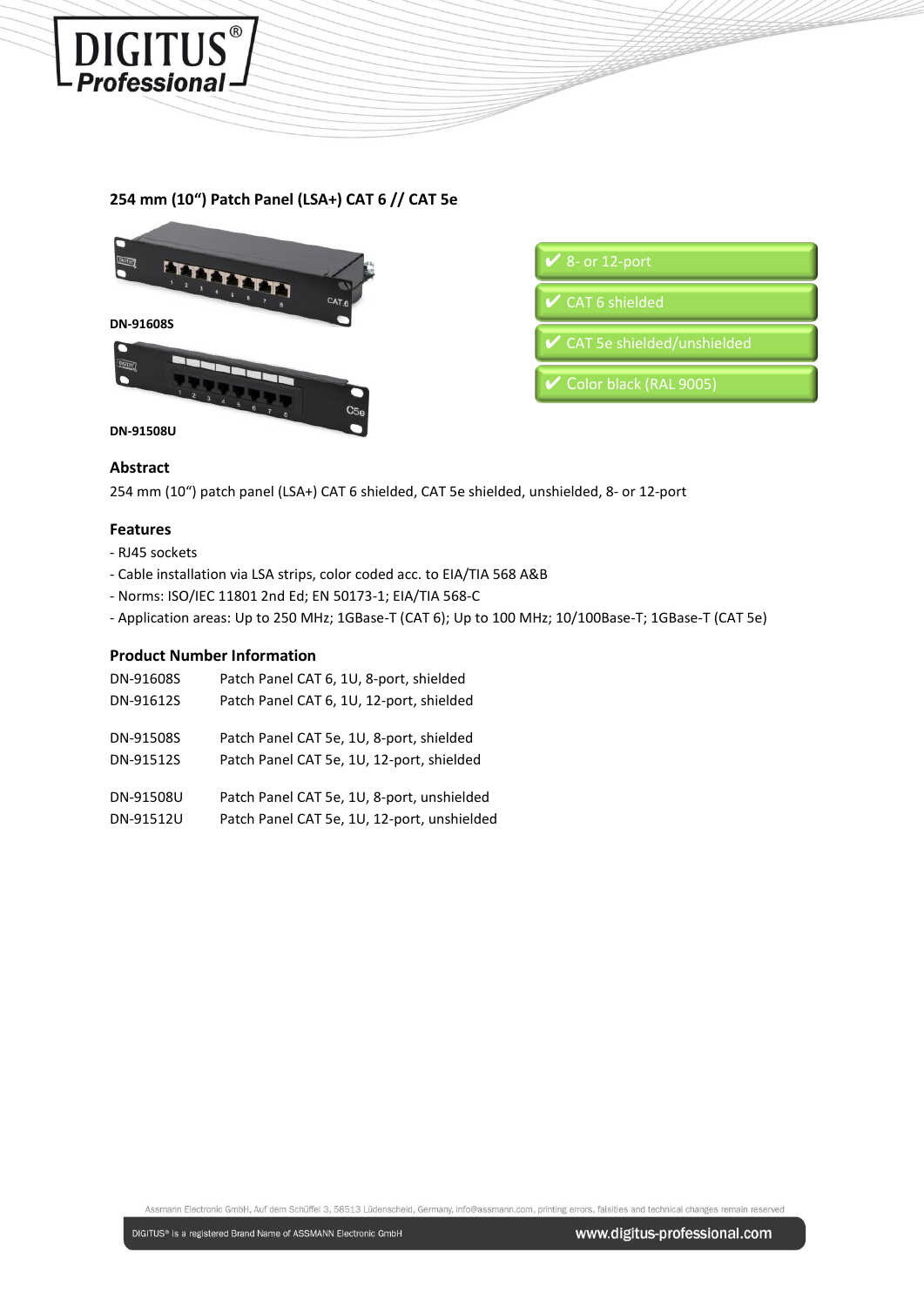## 254 mm (10“) Patch Panel (LSA+) CAT 6 // CAT 5e

DN-91608S

DN-91508U

- ✔ 8- or 12-port
- ✔ CAT 6 shielded
- ✔ CAT 5e shielded/unshielded
- ✔ Color black (RAL 9005)

### Abstract

254 mm (10“) patch panel (LSA+) CAT 6 shielded, CAT 5e shielded, unshielded, 8- or 12-port

### Features

- RJ45 sockets
- Cable installation via LSA strips, color coded acc. to EIA/TIA 568 A&B
- Norms: ISO/IEC 11801 2nd Ed; EN 50173-1; EIA/TIA 568-C
- Application areas: Up to 250 MHz; 1GBase-T (CAT 6); Up to 100 MHz; 10/100Base-T; 1GBase-T (CAT 5e)

### Product Number Information

| | |
|---|---|
| DN-91608S | Patch Panel CAT 6, 1U, 8-port, shielded |
| DN-91612S | Patch Panel CAT 6, 1U, 12-port, shielded |
| DN-91508S | Patch Panel CAT 5e, 1U, 8-port, shielded |
| DN-91512S | Patch Panel CAT 5e, 1U, 12-port, shielded |
| DN-91508U | Patch Panel CAT 5e, 1U, 8-port, unshielded |
| DN-91512U | Patch Panel CAT 5e, 1U, 12-port, unshielded |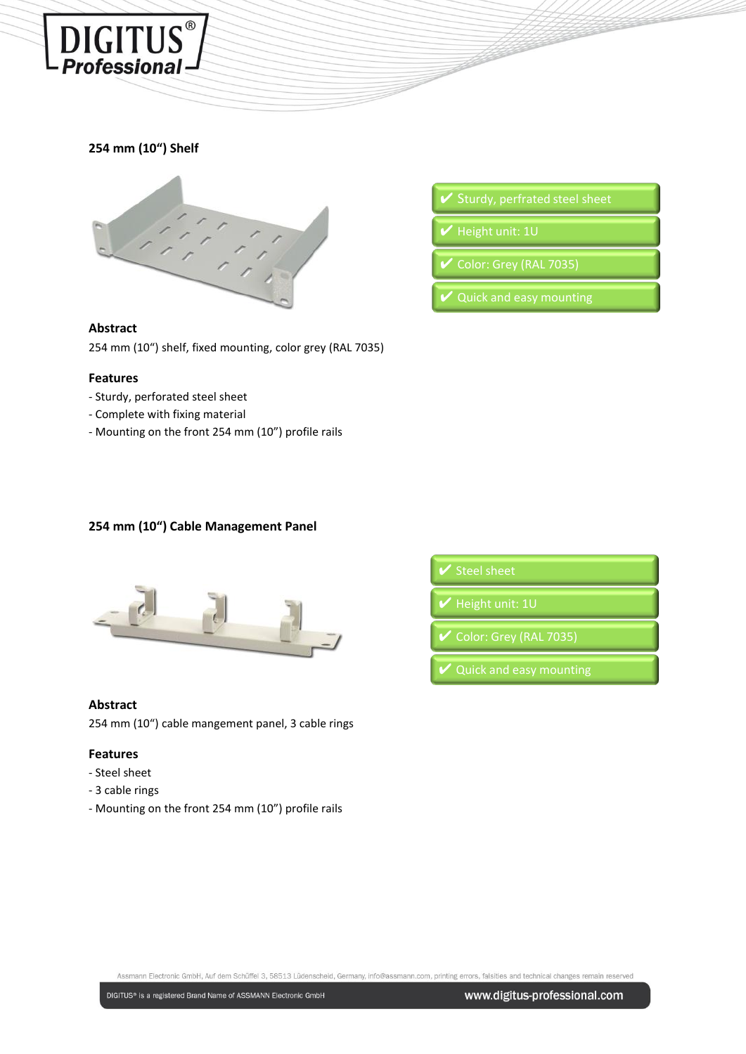## 254 mm (10“) Shelf

- ✔ Sturdy, perfrated steel sheet
- ✔ Height unit: 1U
- ✔ Color: Grey (RAL 7035)
- ✔ Quick and easy mounting

### Abstract

254 mm (10“) shelf, fixed mounting, color grey (RAL 7035)

### Features

- Sturdy, perforated steel sheet
- Complete with fixing material
- Mounting on the front 254 mm (10”) profile rails

## 254 mm (10“) Cable Management Panel

- ✔ Steel sheet
- ✔ Height unit: 1U
- ✔ Color: Grey (RAL 7035)
- ✔ Quick and easy mounting

### Abstract

254 mm (10“) cable mangement panel, 3 cable rings

### Features

- Steel sheet
- 3 cable rings
- Mounting on the front 254 mm (10”) profile rails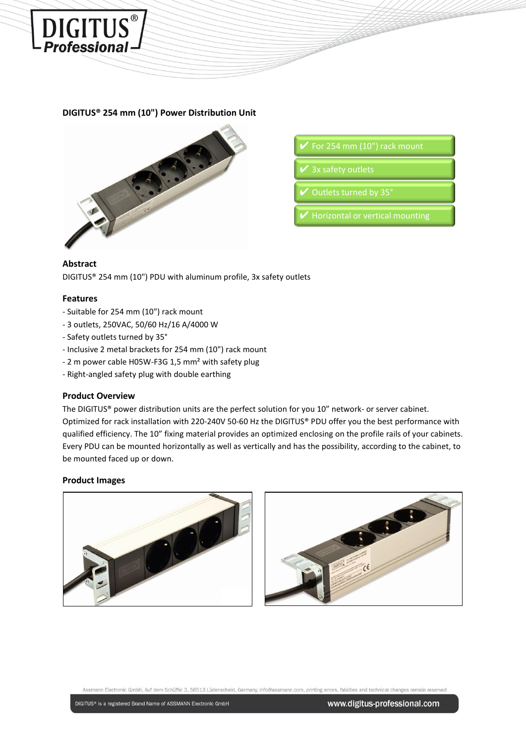**DIGITUS® 254 mm (10") Power Distribution Unit**

- ✔ For 254 mm (10") rack mount
- ✔ 3x safety outlets
- ✔ Outlets turned by 35°
- ✔ Horizontal or vertical mounting

**Abstract**

DIGITUS® 254 mm (10") PDU with aluminum profile, 3x safety outlets

**Features**

- Suitable for 254 mm (10") rack mount
- 3 outlets, 250VAC, 50/60 Hz/16 A/4000 W
- Safety outlets turned by 35°
- Inclusive 2 metal brackets for 254 mm (10") rack mount
- 2 m power cable H05W-F3G 1,5 mm² with safety plug
- Right-angled safety plug with double earthing

**Product Overview**

The DIGITUS® power distribution units are the perfect solution for you 10" network- or server cabinet. Optimized for rack installation with 220-240V 50-60 Hz the DIGITUS® PDU offer you the best performance with qualified efficiency. The 10" fixing material provides an optimized enclosing on the profile rails of your cabinets. Every PDU can be mounted horizontally as well as vertically and has the possibility, according to the cabinet, to be mounted faced up or down.

**Product Images**

Assmann Electronic GmbH, Auf dem Schüffel 3, 58513 Lüdenscheid, Germany, info@assmann.com, printing errors, falsities and technical changes remain reserved

DIGITUS® is a registered Brand Name of ASSMANN Electronic GmbH

www.digitus-professional.com